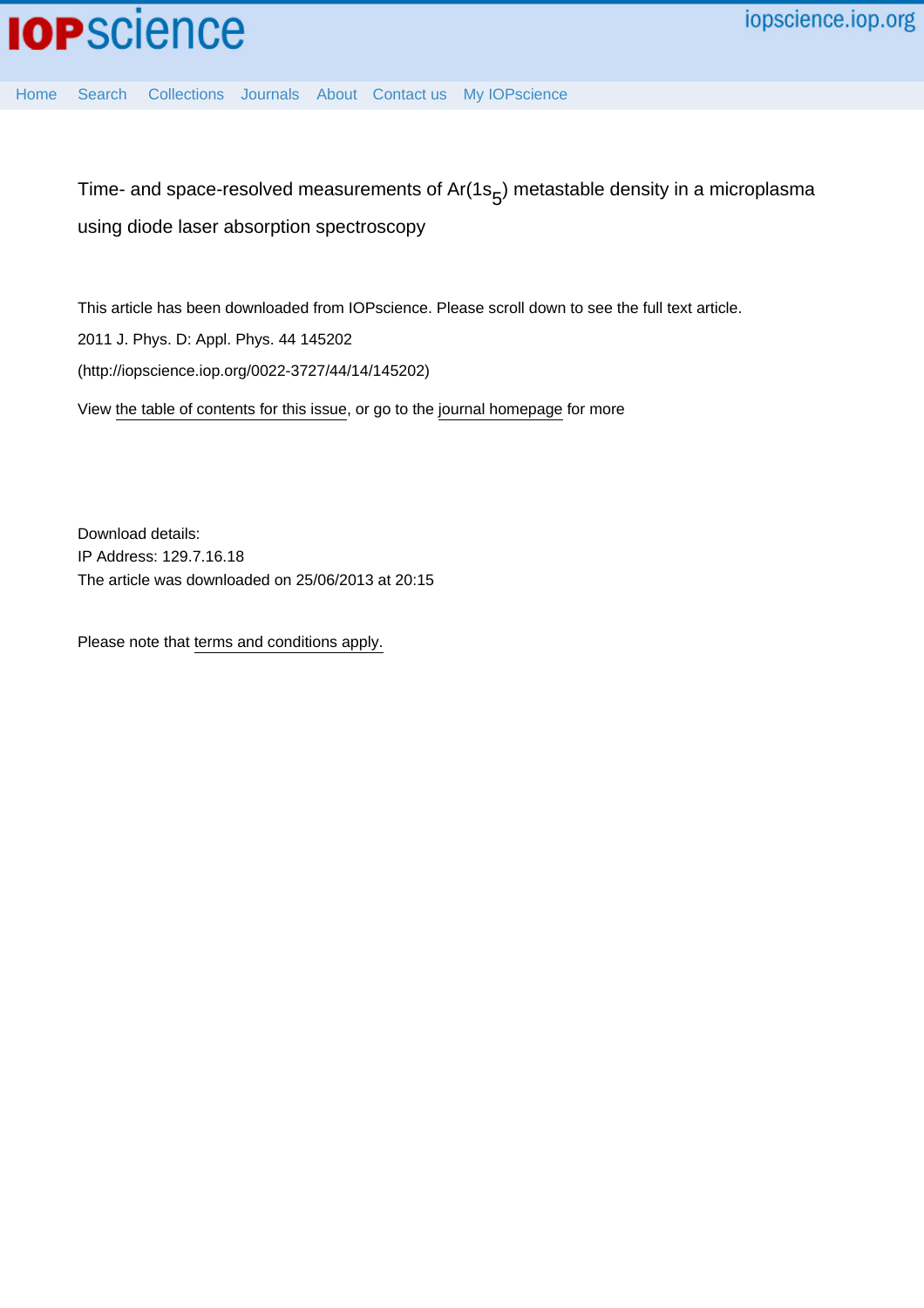Time- and space-resolved measurements of $Ar(1s_5)$ metastable density in a microplasma using diode laser absorption spectroscopy

This article has been downloaded from IOPscience. Please scroll down to see the full text article.

2011 J. Phys. D: Appl. Phys. 44 145202

(http://iopscience.iop.org/0022-3727/44/14/145202)

View the table of contents for this issue, or go to the journal homepage for more

Download details:

IP Address: 129.7.16.18

The article was downloaded on 25/06/2013 at 20:15

Please note that terms and conditions apply.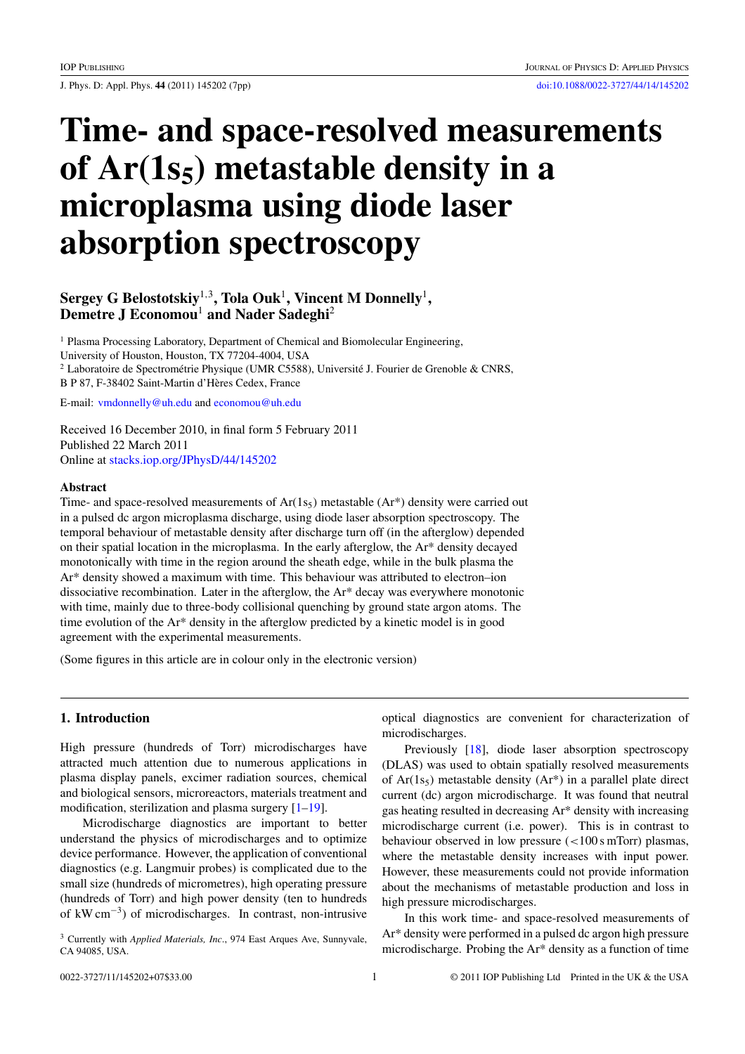# Time- and space-resolved measurements of Ar($1s_5$) metastable density in a microplasma using diode laser absorption spectroscopy

**Sergey G Belostotskiy**[1,3], **Tola Ouk**[1], **Vincent M Donnelly**[1], **Demetre J Economou**[1] **and Nader Sadeghi**[2]

[1] Plasma Processing Laboratory, Department of Chemical and Biomolecular Engineering, University of Houston, Houston, TX 77204-4004, USA

[2] Laboratoire de Spectrométrie Physique (UMR C5588), Université J. Fourier de Grenoble & CNRS, B P 87, F-38402 Saint-Martin d'Hères Cedex, France

E-mail: vmdonnelly@uh.edu and economou@uh.edu

Received 16 December 2010, in final form 5 February 2011
Published 22 March 2011
Online at stacks.iop.org/JPhysD/44/145202

### Abstract

Time- and space-resolved measurements of Ar($1s_5$) metastable (Ar*) density were carried out in a pulsed dc argon microplasma discharge, using diode laser absorption spectroscopy. The temporal behaviour of metastable density after discharge turn off (in the afterglow) depended on their spatial location in the microplasma. In the early afterglow, the Ar* density decayed monotonically with time in the region around the sheath edge, while in the bulk plasma the Ar* density showed a maximum with time. This behaviour was attributed to electron–ion dissociative recombination. Later in the afterglow, the Ar* decay was everywhere monotonic with time, mainly due to three-body collisional quenching by ground state argon atoms. The time evolution of the Ar* density in the afterglow predicted by a kinetic model is in good agreement with the experimental measurements.

(Some figures in this article are in colour only in the electronic version)

## 1. Introduction

High pressure (hundreds of Torr) microdischarges have attracted much attention due to numerous applications in plasma display panels, excimer radiation sources, chemical and biological sensors, microreactors, materials treatment and modification, sterilization and plasma surgery [1–19].

Microdischarge diagnostics are important to better understand the physics of microdischarges and to optimize device performance. However, the application of conventional diagnostics (e.g. Langmuir probes) is complicated due to the small size (hundreds of micrometres), high operating pressure (hundreds of Torr) and high power density (ten to hundreds of kW $cm^{-3}$) of microdischarges. In contrast, non-intrusive optical diagnostics are convenient for characterization of microdischarges.

Previously [18], diode laser absorption spectroscopy (DLAS) was used to obtain spatially resolved measurements of Ar($1s_5$) metastable density (Ar*) in a parallel plate direct current (dc) argon microdischarge. It was found that neutral gas heating resulted in decreasing Ar* density with increasing microdischarge current (i.e. power). This is in contrast to behaviour observed in low pressure (<100 s mTorr) plasmas, where the metastable density increases with input power. However, these measurements could not provide information about the mechanisms of metastable production and loss in high pressure microdischarges.

In this work time- and space-resolved measurements of Ar* density were performed in a pulsed dc argon high pressure microdischarge. Probing the Ar* density as a function of time

[3] Currently with *Applied Materials, Inc.*, 974 East Arques Ave, Sunnyvale, CA 94085, USA.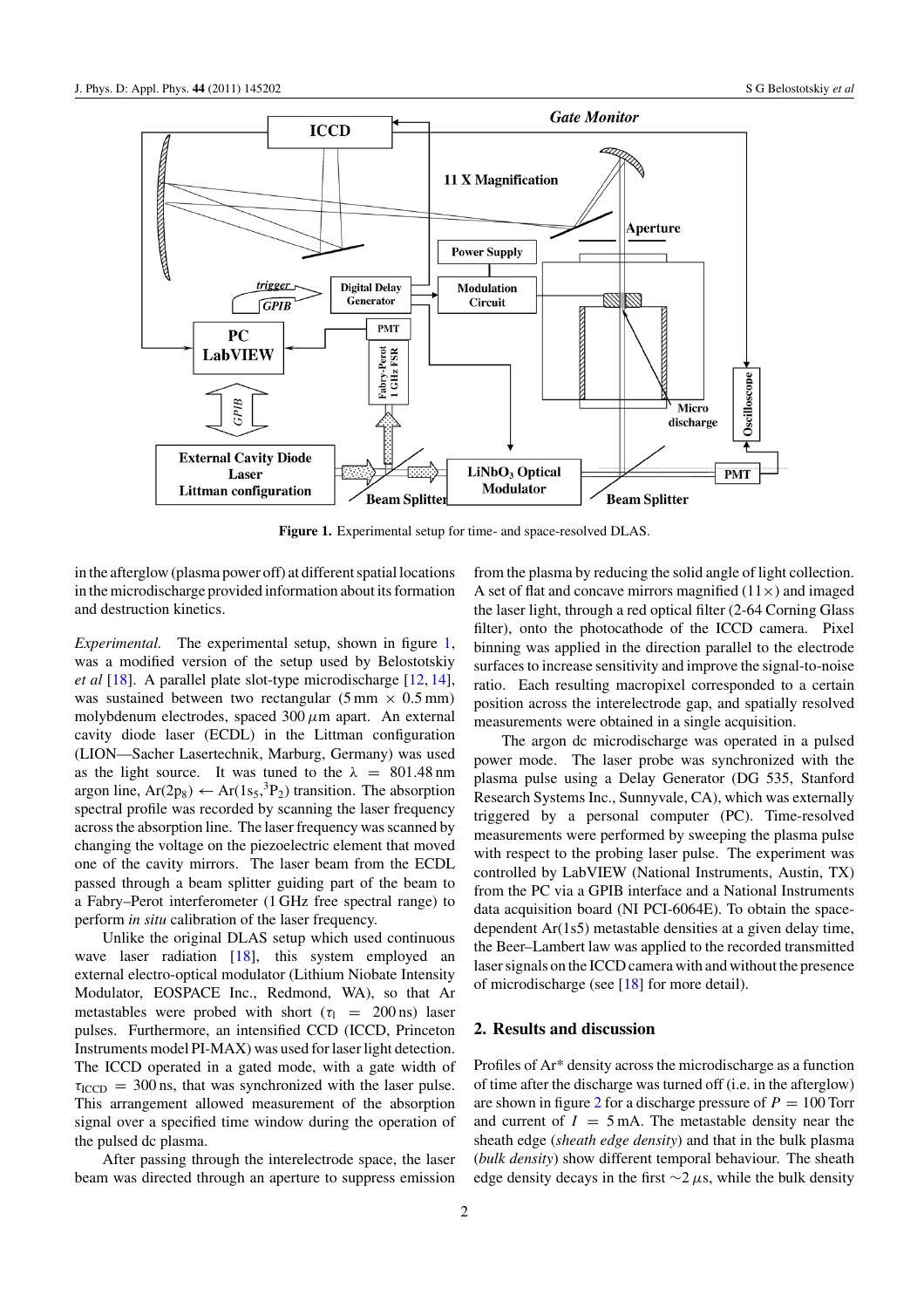**Figure 1.** Experimental setup for time- and space-resolved DLAS.

in the afterglow (plasma power off) at different spatial locations in the microdischarge provided information about its formation and destruction kinetics.

*Experimental.* The experimental setup, shown in figure 1, was a modified version of the setup used by Belostotskiy *et al* [18]. A parallel plate slot-type microdischarge [12, 14], was sustained between two rectangular (5 mm × 0.5 mm) molybdenum electrodes, spaced 300 $\mu$m apart. An external cavity diode laser (ECDL) in the Littman configuration (LION—Sacher Lasertechnik, Marburg, Germany) was used as the light source. It was tuned to the $\lambda = 801.48$ nm argon line, Ar($2p_8$) ← Ar($1s_5$,$^3P_2$) transition. The absorption spectral profile was recorded by scanning the laser frequency across the absorption line. The laser frequency was scanned by changing the voltage on the piezoelectric element that moved one of the cavity mirrors. The laser beam from the ECDL passed through a beam splitter guiding part of the beam to a Fabry–Perot interferometer (1 GHz free spectral range) to perform *in situ* calibration of the laser frequency.

Unlike the original DLAS setup which used continuous wave laser radiation [18], this system employed an external electro-optical modulator (Lithium Niobate Intensity Modulator, EOSPACE Inc., Redmond, WA), so that Ar metastables were probed with short ($\tau_l = 200$ ns) laser pulses. Furthermore, an intensified CCD (ICCD, Princeton Instruments model PI-MAX) was used for laser light detection. The ICCD operated in a gated mode, with a gate width of $\tau_{ICCD} = 300$ ns, that was synchronized with the laser pulse. This arrangement allowed measurement of the absorption signal over a specified time window during the operation of the pulsed dc plasma.

After passing through the interelectrode space, the laser beam was directed through an aperture to suppress emission from the plasma by reducing the solid angle of light collection. A set of flat and concave mirrors magnified (11×) and imaged the laser light, through a red optical filter (2-64 Corning Glass filter), onto the photocathode of the ICCD camera. Pixel binning was applied in the direction parallel to the electrode surfaces to increase sensitivity and improve the signal-to-noise ratio. Each resulting macropixel corresponded to a certain position across the interelectrode gap, and spatially resolved measurements were obtained in a single acquisition.

The argon dc microdischarge was operated in a pulsed power mode. The laser probe was synchronized with the plasma pulse using a Delay Generator (DG 535, Stanford Research Systems Inc., Sunnyvale, CA), which was externally triggered by a personal computer (PC). Time-resolved measurements were performed by sweeping the plasma pulse with respect to the probing laser pulse. The experiment was controlled by LabVIEW (National Instruments, Austin, TX) from the PC via a GPIB interface and a National Instruments data acquisition board (NI PCI-6064E). To obtain the space-dependent Ar(1s5) metastable densities at a given delay time, the Beer–Lambert law was applied to the recorded transmitted laser signals on the ICCD camera with and without the presence of microdischarge (see [18] for more detail).

## 2. Results and discussion

Profiles of Ar* density across the microdischarge as a function of time after the discharge was turned off (i.e. in the afterglow) are shown in figure 2 for a discharge pressure of $P = 100$ Torr and current of $I = 5$ mA. The metastable density near the sheath edge (*sheath edge density*) and that in the bulk plasma (*bulk density*) show different temporal behaviour. The sheath edge density decays in the first ∼2 $\mu$s, while the bulk density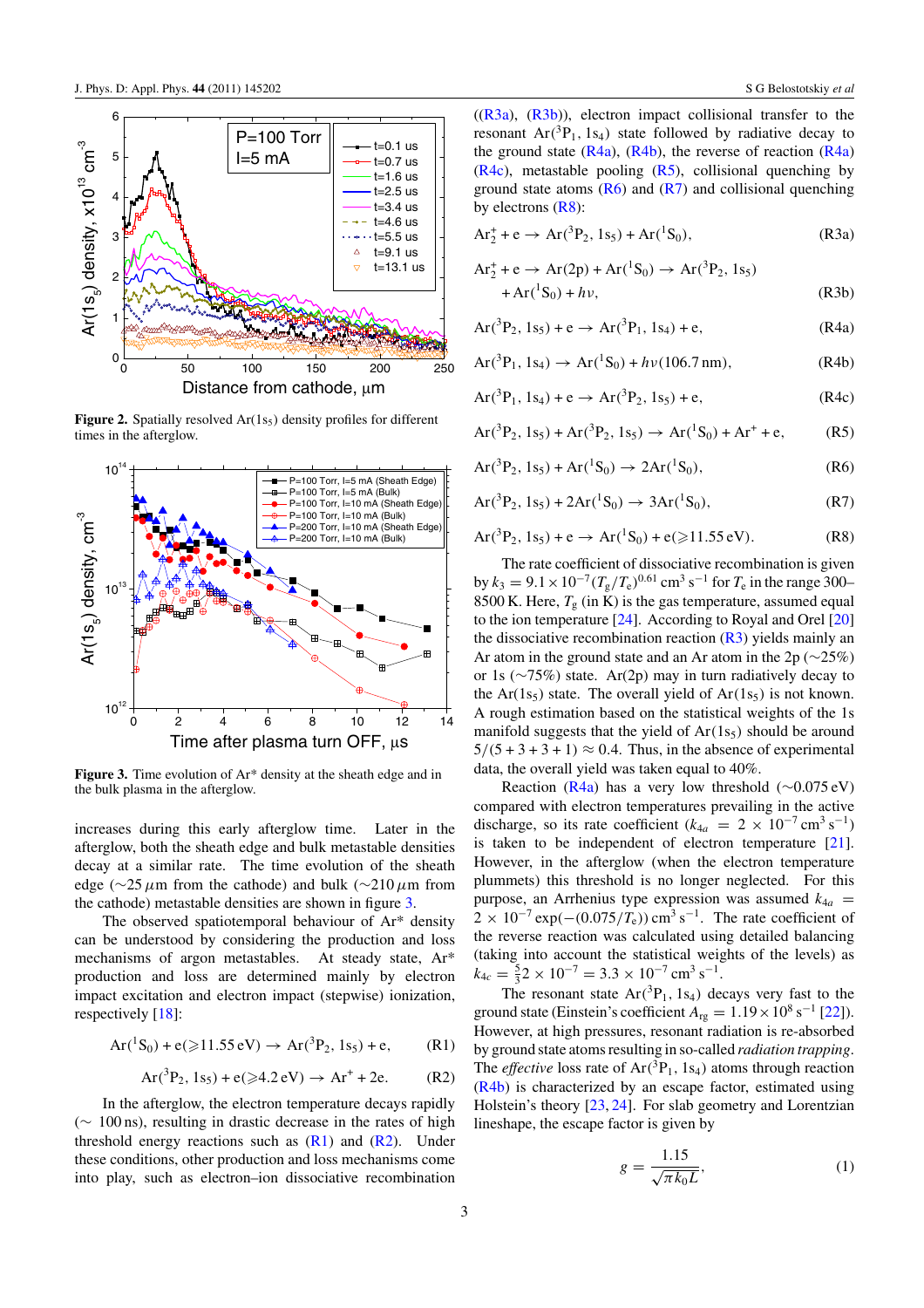Figure 2. Spatially resolved Ar(1s$_5$) density profiles for different times in the afterglow.

Figure 3. Time evolution of Ar* density at the sheath edge and in the bulk plasma in the afterglow.

increases during this early afterglow time. Later in the afterglow, both the sheath edge and bulk metastable densities decay at a similar rate. The time evolution of the sheath edge (~25 $\mu$m from the cathode) and bulk (~210 $\mu$m from the cathode) metastable densities are shown in figure 3.

The observed spatiotemporal behaviour of Ar* density can be understood by considering the production and loss mechanisms of argon metastables. At steady state, Ar* production and loss are determined mainly by electron impact excitation and electron impact (stepwise) ionization, respectively [18]:

$$\mathrm{Ar}(^1\mathrm{S}_0) + \mathrm{e}(\geqslant 11.55\,\mathrm{eV}) \rightarrow \mathrm{Ar}(^3\mathrm{P}_2, 1\mathrm{s}_5) + \mathrm{e}, \quad \text{(R1)}$$

$$\mathrm{Ar}(^3\mathrm{P}_2, 1\mathrm{s}_5) + \mathrm{e}(\geqslant 4.2\,\mathrm{eV}) \rightarrow \mathrm{Ar}^+ + 2\mathrm{e}. \quad \text{(R2)}$$

In the afterglow, the electron temperature decays rapidly (~ 100 ns), resulting in drastic decrease in the rates of high threshold energy reactions such as (R1) and (R2). Under these conditions, other production and loss mechanisms come into play, such as electron–ion dissociative recombination ((R3a), (R3b)), electron impact collisional transfer to the resonant Ar($^3$P$_1$, 1s$_4$) state followed by radiative decay to the ground state (R4a), (R4b), the reverse of reaction (R4a) (R4c), metastable pooling (R5), collisional quenching by ground state atoms (R6) and (R7) and collisional quenching by electrons (R8):

$$\mathrm{Ar}_2^+ + \mathrm{e} \rightarrow \mathrm{Ar}(^3\mathrm{P}_2, 1\mathrm{s}_5) + \mathrm{Ar}(^1\mathrm{S}_0), \quad \text{(R3a)}$$

$$\mathrm{Ar}_2^+ + \mathrm{e} \rightarrow \mathrm{Ar}(2\mathrm{p}) + \mathrm{Ar}(^1\mathrm{S}_0) \rightarrow \mathrm{Ar}(^3\mathrm{P}_2, 1\mathrm{s}_5) + \mathrm{Ar}(^1\mathrm{S}_0) + h\nu, \quad \text{(R3b)}$$

$$\mathrm{Ar}(^3\mathrm{P}_2, 1\mathrm{s}_5) + \mathrm{e} \rightarrow \mathrm{Ar}(^3\mathrm{P}_1, 1\mathrm{s}_4) + \mathrm{e}, \quad \text{(R4a)}$$

$$\mathrm{Ar}(^3\mathrm{P}_1, 1\mathrm{s}_4) \rightarrow \mathrm{Ar}(^1\mathrm{S}_0) + h\nu(106.7\,\mathrm{nm}), \quad \text{(R4b)}$$

$$\mathrm{Ar}(^3\mathrm{P}_1, 1\mathrm{s}_4) + \mathrm{e} \rightarrow \mathrm{Ar}(^3\mathrm{P}_2, 1\mathrm{s}_5) + \mathrm{e}, \quad \text{(R4c)}$$

$$\mathrm{Ar}(^3\mathrm{P}_2, 1\mathrm{s}_5) + \mathrm{Ar}(^3\mathrm{P}_2, 1\mathrm{s}_5) \rightarrow \mathrm{Ar}(^1\mathrm{S}_0) + \mathrm{Ar}^+ + \mathrm{e}, \quad \text{(R5)}$$

$$\mathrm{Ar}(^3\mathrm{P}_2, 1\mathrm{s}_5) + \mathrm{Ar}(^1\mathrm{S}_0) \rightarrow 2\mathrm{Ar}(^1\mathrm{S}_0), \quad \text{(R6)}$$

$$\mathrm{Ar}(^3\mathrm{P}_2, 1\mathrm{s}_5) + 2\mathrm{Ar}(^1\mathrm{S}_0) \rightarrow 3\mathrm{Ar}(^1\mathrm{S}_0), \quad \text{(R7)}$$

$$\mathrm{Ar}(^3\mathrm{P}_2, 1\mathrm{s}_5) + \mathrm{e} \rightarrow \mathrm{Ar}(^1\mathrm{S}_0) + \mathrm{e}(\geqslant 11.55\,\mathrm{eV}). \quad \text{(R8)}$$

The rate coefficient of dissociative recombination is given by $k_3 = 9.1 \times 10^{-7}(T_g/T_e)^{0.61}\,\mathrm{cm}^3\,\mathrm{s}^{-1}$ for $T_e$ in the range 300–8500 K. Here, $T_g$ (in K) is the gas temperature, assumed equal to the ion temperature [24]. According to Royal and Orel [20] the dissociative recombination reaction (R3) yields mainly an Ar atom in the ground state and an Ar atom in the 2p (~25%) or 1s (~75%) state. Ar(2p) may in turn radiatively decay to the Ar(1s$_5$) state. The overall yield of Ar(1s$_5$) is not known. A rough estimation based on the statistical weights of the 1s manifold suggests that the yield of Ar(1s$_5$) should be around $5/(5 + 3 + 3 + 1) \approx 0.4$. Thus, in the absence of experimental data, the overall yield was taken equal to 40%.

Reaction (R4a) has a very low threshold (~0.075 eV) compared with electron temperatures prevailing in the active discharge, so its rate coefficient ($k_{4a} = 2 \times 10^{-7}\,\mathrm{cm}^3\,\mathrm{s}^{-1}$) is taken to be independent of electron temperature [21]. However, in the afterglow (when the electron temperature plummets) this threshold is no longer neglected. For this purpose, an Arrhenius type expression was assumed $k_{4a} = 2 \times 10^{-7}\exp(-(0.075/T_e))\,\mathrm{cm}^3\,\mathrm{s}^{-1}$. The rate coefficient of the reverse reaction was calculated using detailed balancing (taking into account the statistical weights of the levels) as $k_{4c} = \frac{5}{3}2 \times 10^{-7} = 3.3 \times 10^{-7}\,\mathrm{cm}^3\,\mathrm{s}^{-1}$.

The resonant state Ar($^3$P$_1$, 1s$_4$) decays very fast to the ground state (Einstein's coefficient $A_{rg} = 1.19 \times 10^8\,\mathrm{s}^{-1}$ [22]). However, at high pressures, resonant radiation is re-absorbed by ground state atoms resulting in so-called *radiation trapping*. The *effective* loss rate of Ar($^3$P$_1$, 1s$_4$) atoms through reaction (R4b) is characterized by an escape factor, estimated using Holstein's theory [23, 24]. For slab geometry and Lorentzian lineshape, the escape factor is given by

$$g = \frac{1.15}{\sqrt{\pi k_0 L}}, \quad (1)$$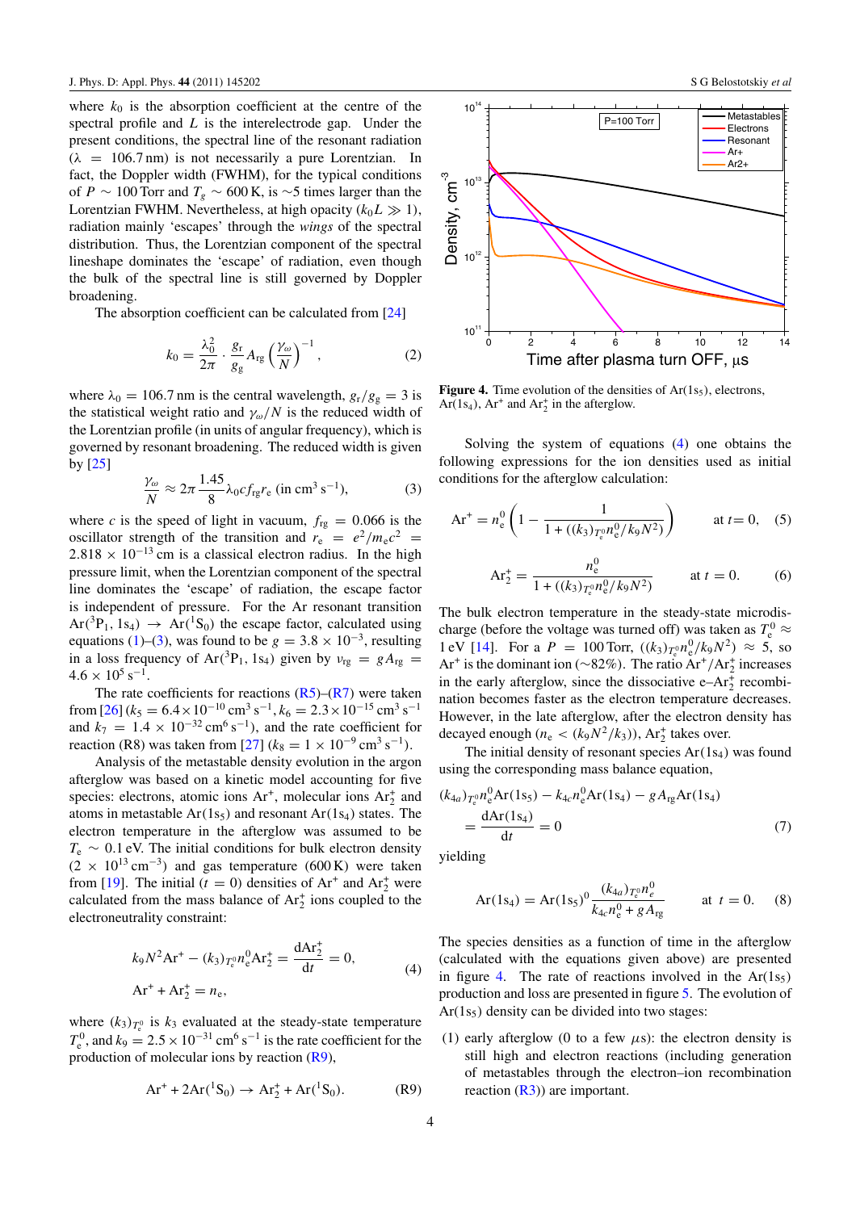where $k_0$ is the absorption coefficient at the centre of the spectral profile and $L$ is the interelectrode gap. Under the present conditions, the spectral line of the resonant radiation ($\lambda = 106.7$ nm) is not necessarily a pure Lorentzian. In fact, the Doppler width (FWHM), for the typical conditions of $P \sim 100$ Torr and $T_g \sim 600$ K, is $\sim$5 times larger than the Lorentzian FWHM. Nevertheless, at high opacity ($k_0 L \gg 1$), radiation mainly 'escapes' through the *wings* of the spectral distribution. Thus, the Lorentzian component of the spectral lineshape dominates the 'escape' of radiation, even though the bulk of the spectral line is still governed by Doppler broadening.

The absorption coefficient can be calculated from [24]

$$k_0 = \frac{\lambda_0^2}{2\pi} \cdot \frac{g_r}{g_g} A_{rg} \left(\frac{\gamma_\omega}{N}\right)^{-1}, \tag{2}$$

where $\lambda_0 = 106.7$ nm is the central wavelength, $g_r/g_g = 3$ is the statistical weight ratio and $\gamma_\omega/N$ is the reduced width of the Lorentzian profile (in units of angular frequency), which is governed by resonant broadening. The reduced width is given by [25]

$$\frac{\gamma_\omega}{N} \approx 2\pi \frac{1.45}{8} \lambda_0 c f_{rg} r_e \text{ (in cm}^3\text{ s}^{-1}), \tag{3}$$

where $c$ is the speed of light in vacuum, $f_{rg} = 0.066$ is the oscillator strength of the transition and $r_e = e^2/m_e c^2 = 2.818 \times 10^{-13}$ cm is a classical electron radius. In the high pressure limit, when the Lorentzian component of the spectral line dominates the 'escape' of radiation, the escape factor is independent of pressure. For the Ar resonant transition $Ar(^3P_1, 1s_4) \rightarrow Ar(^1S_0)$ the escape factor, calculated using equations (1)–(3), was found to be $g = 3.8 \times 10^{-3}$, resulting in a loss frequency of $Ar(^3P_1, 1s_4)$ given by $\nu_{rg} = g A_{rg} = 4.6 \times 10^5$ s$^{-1}$.

The rate coefficients for reactions (R5)–(R7) were taken from [26] ($k_5 = 6.4 \times 10^{-10}$ cm$^3$ s$^{-1}$, $k_6 = 2.3 \times 10^{-15}$ cm$^3$ s$^{-1}$ and $k_7 = 1.4 \times 10^{-32}$ cm$^6$ s$^{-1}$), and the rate coefficient for reaction (R8) was taken from [27] ($k_8 = 1 \times 10^{-9}$ cm$^3$ s$^{-1}$).

Analysis of the metastable density evolution in the argon afterglow was based on a kinetic model accounting for five species: electrons, atomic ions $Ar^+$, molecular ions $Ar_2^+$ and atoms in metastable $Ar(1s_5)$ and resonant $Ar(1s_4)$ states. The electron temperature in the afterglow was assumed to be $T_e \sim 0.1$ eV. The initial conditions for bulk electron density ($2 \times 10^{13}$ cm$^{-3}$) and gas temperature (600 K) were taken from [19]. The initial ($t = 0$) densities of $Ar^+$ and $Ar_2^+$ were calculated from the mass balance of $Ar_2^+$ ions coupled to the electroneutrality constraint:

$$\begin{aligned} k_9 N^2 Ar^+ - (k_3)_{T_e^0} n_e^0 Ar_2^+ &= \frac{dAr_2^+}{dt} = 0, \\ Ar^+ + Ar_2^+ &= n_e, \end{aligned} \tag{4}$$

where $(k_3)_{T_e^0}$ is $k_3$ evaluated at the steady-state temperature $T_e^0$, and $k_9 = 2.5 \times 10^{-31}$ cm$^6$ s$^{-1}$ is the rate coefficient for the production of molecular ions by reaction (R9),

$$Ar^+ + 2Ar(^1S_0) \rightarrow Ar_2^+ + Ar(^1S_0). \tag{R9}$$

Figure 4. Time evolution of the densities of $Ar(1s_5)$, electrons, $Ar(1s_4)$, $Ar^+$ and $Ar_2^+$ in the afterglow.

Solving the system of equations (4) one obtains the following expressions for the ion densities used as initial conditions for the afterglow calculation:

$$Ar^+ = n_e^0 \left(1 - \frac{1}{1 + ((k_3)_{T_e^0} n_e^0 / k_9 N^2)}\right) \quad \text{at } t = 0, \tag{5}$$

$$Ar_2^+ = \frac{n_e^0}{1 + ((k_3)_{T_e^0} n_e^0 / k_9 N^2)} \quad \text{at } t = 0. \tag{6}$$

The bulk electron temperature in the steady-state microdischarge (before the voltage was turned off) was taken as $T_e^0 \approx 1$ eV [14]. For a $P = 100$ Torr, $((k_3)_{T_e^0} n_e^0 / k_9 N^2) \approx 5$, so $Ar^+$ is the dominant ion ($\sim$82%). The ratio $Ar^+/Ar_2^+$ increases in the early afterglow, since the dissociative e–$Ar_2^+$ recombination becomes faster as the electron temperature decreases. However, in the late afterglow, after the electron density has decayed enough ($n_e < (k_9 N^2 / k_3)$), $Ar_2^+$ takes over.

The initial density of resonant species $Ar(1s_4)$ was found using the corresponding mass balance equation,

$$\begin{aligned} &(k_{4a})_{T_e^0} n_e^0 Ar(1s_5) - k_{4c} n_e^0 Ar(1s_4) - g A_{rg} Ar(1s_4) \\ &= \frac{dAr(1s_4)}{dt} = 0 \end{aligned} \tag{7}$$

yielding

$$Ar(1s_4) = Ar(1s_5)^0 \frac{(k_{4a})_{T_e^0} n_e^0}{k_{4c} n_e^0 + g A_{rg}} \quad \text{at } t = 0. \tag{8}$$

The species densities as a function of time in the afterglow (calculated with the equations given above) are presented in figure 4. The rate of reactions involved in the $Ar(1s_5)$ production and loss are presented in figure 5. The evolution of $Ar(1s_5)$ density can be divided into two stages:

(1) early afterglow (0 to a few $\mu$s): the electron density is still high and electron reactions (including generation of metastables through the electron–ion recombination reaction (R3)) are important.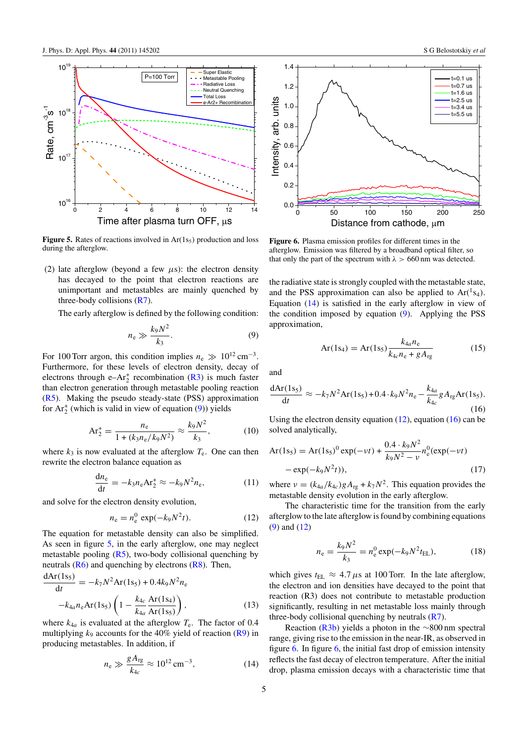**Figure 5.** Rates of reactions involved in Ar(1s$_5$) production and loss during the afterglow.

**Figure 6.** Plasma emission profiles for different times in the afterglow. Emission was filtered by a broadband optical filter, so that only the part of the spectrum with $\lambda > 660$ nm was detected.

(2) late afterglow (beyond a few $\mu$s): the electron density has decayed to the point that electron reactions are unimportant and metastables are mainly quenched by three-body collisions (R7).

The early afterglow is defined by the following condition:

$$n_e \gg \frac{k_9 N^2}{k_3}. \tag{9}$$

For 100 Torr argon, this condition implies $n_e \gg 10^{12}\,\mathrm{cm}^{-3}$. Furthermore, for these levels of electron density, decay of electrons through e–$Ar_2^+$ recombination (R3) is much faster than electron generation through metastable pooling reaction (R5). Making the pseudo steady-state (PSS) approximation for $Ar_2^+$ (which is valid in view of equation (9)) yields

$$\mathrm{Ar}_2^+ = \frac{n_e}{1 + (k_3 n_e / k_9 N^2)} \approx \frac{k_9 N^2}{k_3}, \tag{10}$$

where $k_3$ is now evaluated at the afterglow $T_e$. One can then rewrite the electron balance equation as

$$\frac{\mathrm{d}n_e}{\mathrm{d}t} = -k_3 n_e \mathrm{Ar}_2^+ \approx -k_9 N^2 n_e, \tag{11}$$

and solve for the electron density evolution,

$$n_e = n_e^0 \exp(-k_9 N^2 t). \tag{12}$$

The equation for metastable density can also be simplified. As seen in figure 5, in the early afterglow, one may neglect metastable pooling (R5), two-body collisional quenching by neutrals (R6) and quenching by electrons (R8). Then,

$$\frac{\mathrm{dAr(1s_5)}}{\mathrm{d}t} = -k_7 N^2 \mathrm{Ar(1s_5)} + 0.4 k_9 N^2 n_e - k_{4a} n_e \mathrm{Ar(1s_5)} \left(1 - \frac{k_{4c}}{k_{4a}} \frac{\mathrm{Ar(1s_4)}}{\mathrm{Ar(1s_5)}}\right), \tag{13}$$

where $k_{4a}$ is evaluated at the afterglow $T_e$. The factor of 0.4 multiplying $k_9$ accounts for the 40% yield of reaction (R9) in producing metastables. In addition, if

$$n_e \gg \frac{g A_{rg}}{k_{4c}} \approx 10^{12}\,\mathrm{cm}^{-3}, \tag{14}$$

the radiative state is strongly coupled with the metastable state, and the PSS approximation can also be applied to Ar($^1$s$_4$). Equation (14) is satisfied in the early afterglow in view of the condition imposed by equation (9). Applying the PSS approximation,

$$\mathrm{Ar(1s_4)} = \mathrm{Ar(1s_5)} \frac{k_{4a} n_e}{k_{4c} n_e + g A_{rg}} \tag{15}$$

and

$$\frac{\mathrm{dAr(1s_5)}}{\mathrm{d}t} \approx -k_7 N^2 \mathrm{Ar(1s_5)} + 0.4 \cdot k_9 N^2 n_e - \frac{k_{4a}}{k_{4c}} g A_{rg} \mathrm{Ar(1s_5)}. \tag{16}$$

Using the electron density equation (12), equation (16) can be solved analytically,

$$\mathrm{Ar(1s_5)} = \mathrm{Ar(1s_5)}^0 \exp(-\nu t) + \frac{0.4 \cdot k_9 N^2}{k_9 N^2 - \nu} n_e^0 (\exp(-\nu t) - \exp(-k_9 N^2 t)), \tag{17}$$

where $\nu = (k_{4a}/k_{4c}) g A_{rg} + k_7 N^2$. This equation provides the metastable density evolution in the early afterglow.

The characteristic time for the transition from the early afterglow to the late afterglow is found by combining equations (9) and (12)

$$n_e = \frac{k_9 N^2}{k_3} = n_e^0 \exp(-k_9 N^2 t_{EL}), \tag{18}$$

which gives $t_{EL} \approx 4.7\,\mu$s at 100 Torr. In the late afterglow, the electron and ion densities have decayed to the point where reaction (R3) does not contribute to metastable production significantly, resulting in net metastable loss mainly through three-body collisional quenching by neutrals (R7).

Reaction (R3b) yields a photon in the ~800 nm spectral range, giving rise to the emission in the near-IR, as observed in figure 6. In figure 6, the initial fast drop of emission intensity reflects the fast decay of electron temperature. After the initial drop, plasma emission decays with a characteristic time that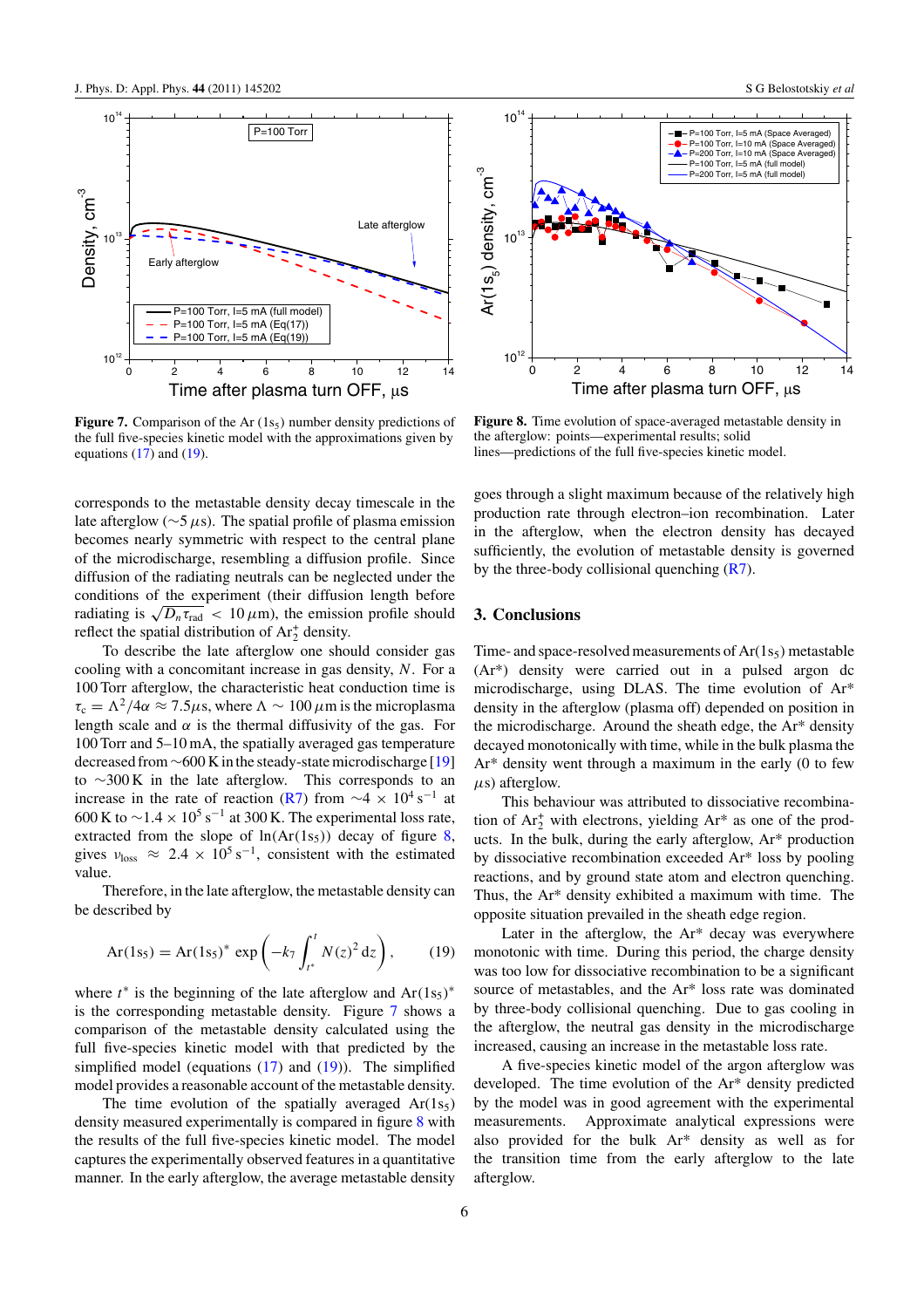**Figure 7.** Comparison of the Ar ($1s_5$) number density predictions of the full five-species kinetic model with the approximations given by equations (17) and (19).

**Figure 8.** Time evolution of space-averaged metastable density in the afterglow: points—experimental results; solid lines—predictions of the full five-species kinetic model.

corresponds to the metastable density decay timescale in the late afterglow ($\sim 5\,\mu$s). The spatial profile of plasma emission becomes nearly symmetric with respect to the central plane of the microdischarge, resembling a diffusion profile. Since diffusion of the radiating neutrals can be neglected under the conditions of the experiment (their diffusion length before radiating is $\sqrt{D_n \tau_{\rm rad}} < 10\,\mu$m), the emission profile should reflect the spatial distribution of $Ar_2^+$ density.

To describe the late afterglow one should consider gas cooling with a concomitant increase in gas density, $N$. For a 100 Torr afterglow, the characteristic heat conduction time is $\tau_c = \Lambda^2/4\alpha \approx 7.5\,\mu$s, where $\Lambda \sim 100\,\mu$m is the microplasma length scale and $\alpha$ is the thermal diffusivity of the gas. For 100 Torr and 5–10 mA, the spatially averaged gas temperature decreased from $\sim$600 K in the steady-state microdischarge [19] to $\sim$300 K in the late afterglow. This corresponds to an increase in the rate of reaction (R7) from $\sim 4 \times 10^4\,{\rm s}^{-1}$ at 600 K to $\sim 1.4 \times 10^5\,{\rm s}^{-1}$ at 300 K. The experimental loss rate, extracted from the slope of $\ln({\rm Ar}(1s_5))$ decay of figure 8, gives $\nu_{\rm loss} \approx 2.4 \times 10^5\,{\rm s}^{-1}$, consistent with the estimated value.

Therefore, in the late afterglow, the metastable density can be described by

$$
{\rm Ar}(1s_5) = {\rm Ar}(1s_5)^* \exp\left(-k_7 \int_{t^*}^{t} N(z)^2\,{\rm d}z\right), \qquad (19)
$$

where $t^*$ is the beginning of the late afterglow and ${\rm Ar}(1s_5)^*$ is the corresponding metastable density. Figure 7 shows a comparison of the metastable density calculated using the full five-species kinetic model with that predicted by the simplified model (equations (17) and (19)). The simplified model provides a reasonable account of the metastable density.

The time evolution of the spatially averaged ${\rm Ar}(1s_5)$ density measured experimentally is compared in figure 8 with the results of the full five-species kinetic model. The model captures the experimentally observed features in a quantitative manner. In the early afterglow, the average metastable density goes through a slight maximum because of the relatively high production rate through electron–ion recombination. Later in the afterglow, when the electron density has decayed sufficiently, the evolution of metastable density is governed by the three-body collisional quenching (R7).

## 3. Conclusions

Time- and space-resolved measurements of ${\rm Ar}(1s_5)$ metastable (Ar*) density were carried out in a pulsed argon dc microdischarge, using DLAS. The time evolution of Ar* density in the afterglow (plasma off) depended on position in the microdischarge. Around the sheath edge, the Ar* density decayed monotonically with time, while in the bulk plasma the Ar* density went through a maximum in the early (0 to few $\mu$s) afterglow.

This behaviour was attributed to dissociative recombination of $Ar_2^+$ with electrons, yielding Ar* as one of the products. In the bulk, during the early afterglow, Ar* production by dissociative recombination exceeded Ar* loss by pooling reactions, and by ground state atom and electron quenching. Thus, the Ar* density exhibited a maximum with time. The opposite situation prevailed in the sheath edge region.

Later in the afterglow, the Ar* decay was everywhere monotonic with time. During this period, the charge density was too low for dissociative recombination to be a significant source of metastables, and the Ar* loss rate was dominated by three-body collisional quenching. Due to gas cooling in the afterglow, the neutral gas density in the microdischarge increased, causing an increase in the metastable loss rate.

A five-species kinetic model of the argon afterglow was developed. The time evolution of the Ar* density predicted by the model was in good agreement with the experimental measurements. Approximate analytical expressions were also provided for the bulk Ar* density as well as for the transition time from the early afterglow to the late afterglow.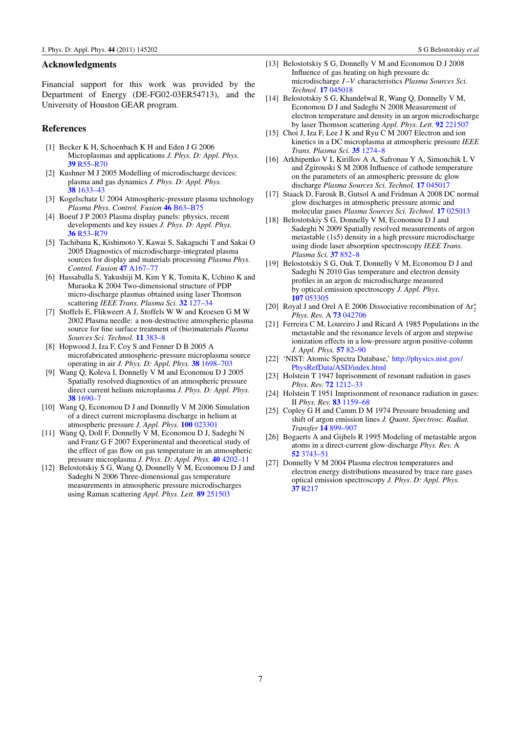## Acknowledgments

Financial support for this work was provided by the Department of Energy (DE-FG02-03ER54713), and the University of Houston GEAR program.

## References

[1] Becker K H, Schoenbach K H and Eden J G 2006 Microplasmas and applications *J. Phys. D: Appl. Phys.* **39** R55–R70

[2] Kushner M J 2005 Modelling of microdischarge devices: plasma and gas dynamics *J. Phys. D: Appl. Phys.* **38** 1633–43

[3] Kogelschatz U 2004 Atmospheric-pressure plasma technology *Plasma Phys. Control. Fusion* **46** B63–B75

[4] Boeuf J P 2003 Plasma display panels: physics, recent developments and key issues *J. Phys. D: Appl. Phys.* **36** R53–R79

[5] Tachibana K, Kishimoto Y, Kawai S, Sakaguchi T and Sakai O 2005 Diagnostics of microdischarge-integrated plasma sources for display and materials processing *Plasma Phys. Control. Fusion* **47** A167–77

[6] Hassaballa S, Yakushiji M, Kim Y K, Tomita K, Uchino K and Muraoka K 2004 Two-dimensional structure of PDP micro-discharge plasmas obtained using laser Thomson scattering *IEEE Trans. Plasma Sci.* **32** 127–34

[7] Stoffels E, Flikweert A J, Stoffels W W and Kroesen G M W 2002 Plasma needle: a non-destructive atmospheric plasma source for fine surface treatment of (bio)materials *Plasma Sources Sci. Technol.* **11** 383–8

[8] Hopwood J, Iza F, Coy S and Fenner D B 2005 A microfabricated atmospheric-pressure microplasma source operating in air *J. Phys. D: Appl. Phys.* **38** 1698–703

[9] Wang Q, Koleva I, Donnelly V M and Economou D J 2005 Spatially resolved diagnostics of an atmospheric pressure direct current helium microplasma *J. Phys. D: Appl. Phys.* **38** 1690–7

[10] Wang Q, Economou D J and Donnelly V M 2006 Simulation of a direct current microplasma discharge in helium at atmospheric pressure *J. Appl. Phys.* **100** 023301

[11] Wang Q, Doll F, Donnelly V M, Economou D J, Sadeghi N and Franz G F 2007 Experimental and theoretical study of the effect of gas flow on gas temperature in an atmospheric pressure microplasma *J. Phys. D: Appl. Phys.* **40** 4202–11

[12] Belostotskiy S G, Wang Q, Donnelly V M, Economou D J and Sadeghi N 2006 Three-dimensional gas temperature measurements in atmospheric pressure microdischarges using Raman scattering *Appl. Phys. Lett.* **89** 251503

[13] Belostotskiy S G, Donnelly V M and Economou D J 2008 Influence of gas heating on high pressure dc microdischarge *I–V* characteristics *Plasma Sources Sci. Technol.* **17** 045018

[14] Belostotskiy S G, Khandelwal R, Wang Q, Donnelly V M, Economou D J and Sadeghi N 2008 Measurement of electron temperature and density in an argon microdischarge by laser Thomson scattering *Appl. Phys. Lett.* **92** 221507

[15] Choi J, Iza F, Lee J K and Ryu C M 2007 Electron and ion kinetics in a DC microplasma at atmospheric pressure *IEEE Trans. Plasma Sci.* **35** 1274–8

[16] Arkhipenko V I, Kirillov A A, Safronau Y A, Simonchik L V and Zgirouski S M 2008 Influence of cathode temperature on the parameters of an atmospheric pressure dc glow discharge *Plasma Sources Sci. Technol.* **17** 045017

[17] Staack D, Farouk B, Gutsol A and Fridman A 2008 DC normal glow discharges in atmospheric pressure atomic and molecular gases *Plasma Sources Sci. Technol.* **17** 025013

[18] Belostotskiy S G, Donnelly V M, Economou D J and Sadeghi N 2009 Spatially resolved measurements of argon metastable (1s5) density in a high pressure microdischarge using diode laser absorption spectroscopy *IEEE Trans. Plasma Sci.* **37** 852–8

[19] Belostotskiy S G, Ouk T, Donnelly V M, Economou D J and Sadeghi N 2010 Gas temperature and electron density profiles in an argon dc microdischarge measured by optical emission spectroscopy *J. Appl. Phys.* **107** 053305

[20] Royal J and Orel A E 2006 Dissociative recombination of $Ar_2^+$ *Phys. Rev.* A **73** 042706

[21] Ferreira C M, Loureiro J and Ricard A 1985 Populations in the metastable and the resonance levels of argon and stepwise ionization effects in a low-pressure argon positive-column *J. Appl. Phys.* **57** 82–90

[22] 'NIST: Atomic Spectra Database,' http://physics.nist.gov/PhysRefData/ASD/index.html

[23] Holstein T 1947 Inprisonment of resonant radiation in gases *Phys. Rev.* **72** 1212–33

[24] Holstein T 1951 Imprisonment of resonance radiation in gases: II *Phys. Rev.* **83** 1159–68

[25] Copley G H and Camm D M 1974 Pressure broadening and shift of argon emission lines *J. Quant. Spectrosc. Radiat. Transfer* **14** 899–907

[26] Bogaerts A and Gijbels R 1995 Modeling of metastable argon atoms in a direct-current glow-discharge *Phys. Rev.* A **52** 3743–51

[27] Donnelly V M 2004 Plasma electron temperatures and electron energy distributions measured by trace rare gases optical emission spectroscopy *J. Phys. D: Appl. Phys.* **37** R217